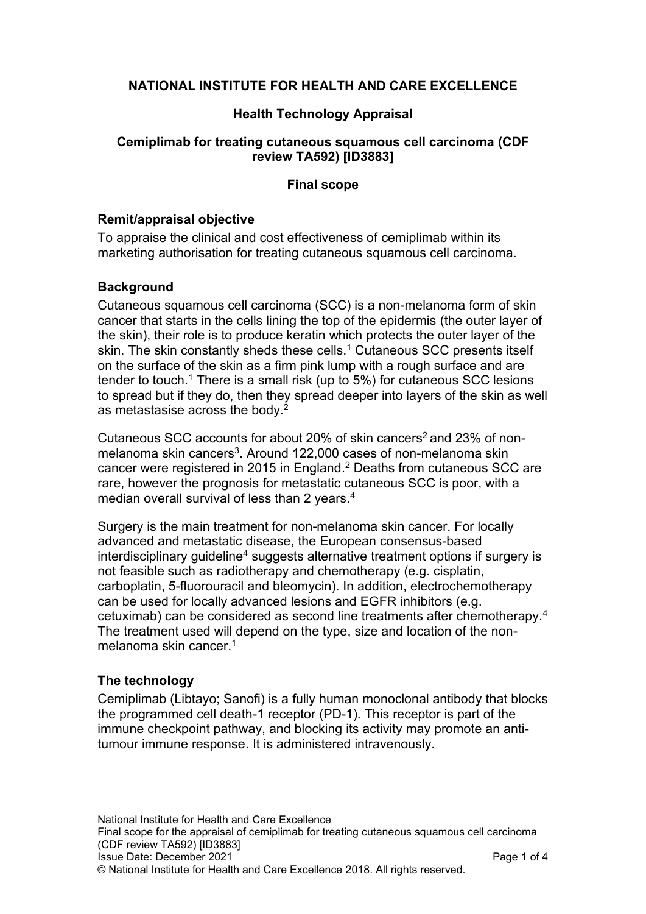**NATIONAL INSTITUTE FOR HEALTH AND CARE EXCELLENCE**

**Health Technology Appraisal**

**Cemiplimab for treating cutaneous squamous cell carcinoma (CDF review TA592) [ID3883]**

**Final scope**

## Remit/appraisal objective

To appraise the clinical and cost effectiveness of cemiplimab within its marketing authorisation for treating cutaneous squamous cell carcinoma.

## Background

Cutaneous squamous cell carcinoma (SCC) is a non-melanoma form of skin cancer that starts in the cells lining the top of the epidermis (the outer layer of the skin), their role is to produce keratin which protects the outer layer of the skin. The skin constantly sheds these cells.[1] Cutaneous SCC presents itself on the surface of the skin as a firm pink lump with a rough surface and are tender to touch.[1] There is a small risk (up to 5%) for cutaneous SCC lesions to spread but if they do, then they spread deeper into layers of the skin as well as metastasise across the body.[2]

Cutaneous SCC accounts for about 20% of skin cancers[2] and 23% of non-melanoma skin cancers[3]. Around 122,000 cases of non-melanoma skin cancer were registered in 2015 in England.[2] Deaths from cutaneous SCC are rare, however the prognosis for metastatic cutaneous SCC is poor, with a median overall survival of less than 2 years.[4]

Surgery is the main treatment for non-melanoma skin cancer. For locally advanced and metastatic disease, the European consensus-based interdisciplinary guideline[4] suggests alternative treatment options if surgery is not feasible such as radiotherapy and chemotherapy (e.g. cisplatin, carboplatin, 5-fluorouracil and bleomycin). In addition, electrochemotherapy can be used for locally advanced lesions and EGFR inhibitors (e.g. cetuximab) can be considered as second line treatments after chemotherapy.[4] The treatment used will depend on the type, size and location of the non-melanoma skin cancer.[1]

## The technology

Cemiplimab (Libtayo; Sanofi) is a fully human monoclonal antibody that blocks the programmed cell death-1 receptor (PD-1). This receptor is part of the immune checkpoint pathway, and blocking its activity may promote an anti-tumour immune response. It is administered intravenously.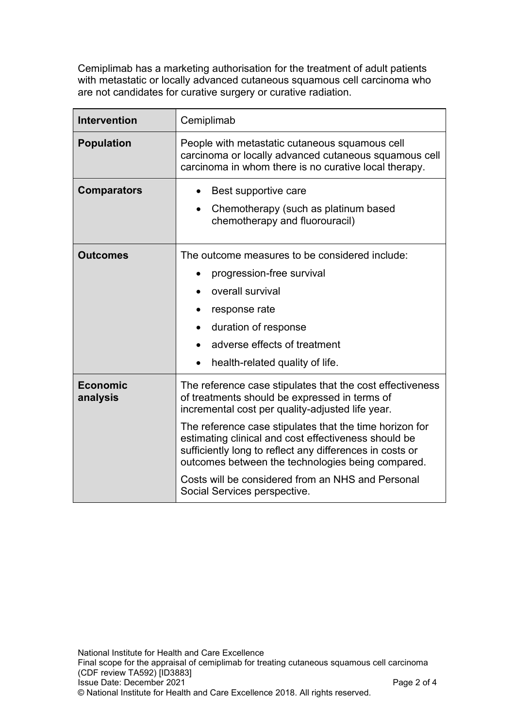Cemiplimab has a marketing authorisation for the treatment of adult patients with metastatic or locally advanced cutaneous squamous cell carcinoma who are not candidates for curative surgery or curative radiation.

| **Intervention** | Cemiplimab |
|---|---|
| **Population** | People with metastatic cutaneous squamous cell carcinoma or locally advanced cutaneous squamous cell carcinoma in whom there is no curative local therapy. |
| **Comparators** | • Best supportive care<br>• Chemotherapy (such as platinum based chemotherapy and fluorouracil) |
| **Outcomes** | The outcome measures to be considered include:<br>• progression-free survival<br>• overall survival<br>• response rate<br>• duration of response<br>• adverse effects of treatment<br>• health-related quality of life. |
| **Economic analysis** | The reference case stipulates that the cost effectiveness of treatments should be expressed in terms of incremental cost per quality-adjusted life year.<br>The reference case stipulates that the time horizon for estimating clinical and cost effectiveness should be sufficiently long to reflect any differences in costs or outcomes between the technologies being compared.<br>Costs will be considered from an NHS and Personal Social Services perspective. |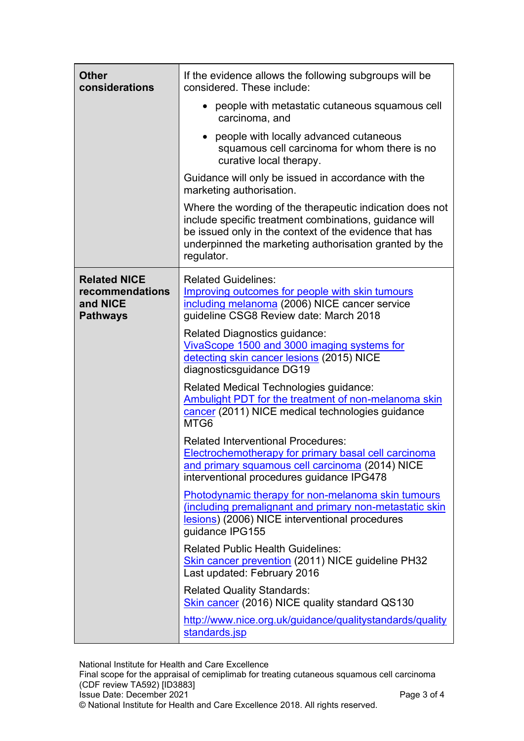| | |
|---|---|
| **Other considerations** | If the evidence allows the following subgroups will be considered. These include:<br>• people with metastatic cutaneous squamous cell carcinoma, and<br>• people with locally advanced cutaneous squamous cell carcinoma for whom there is no curative local therapy.<br><br>Guidance will only be issued in accordance with the marketing authorisation.<br><br>Where the wording of the therapeutic indication does not include specific treatment combinations, guidance will be issued only in the context of the evidence that has underpinned the marketing authorisation granted by the regulator. |
| **Related NICE recommendations and NICE Pathways** | Related Guidelines:<br>Improving outcomes for people with skin tumours including melanoma (2006) NICE cancer service guideline CSG8 Review date: March 2018<br><br>Related Diagnostics guidance:<br>VivaScope 1500 and 3000 imaging systems for detecting skin cancer lesions (2015) NICE diagnosticsguidance DG19<br><br>Related Medical Technologies guidance:<br>Ambulight PDT for the treatment of non-melanoma skin cancer (2011) NICE medical technologies guidance MTG6<br><br>Related Interventional Procedures:<br>Electrochemotherapy for primary basal cell carcinoma and primary squamous cell carcinoma (2014) NICE interventional procedures guidance IPG478<br><br>Photodynamic therapy for non-melanoma skin tumours (including premalignant and primary non-metastatic skin lesions) (2006) NICE interventional procedures guidance IPG155<br><br>Related Public Health Guidelines:<br>Skin cancer prevention (2011) NICE guideline PH32 Last updated: February 2016<br><br>Related Quality Standards:<br>Skin cancer (2016) NICE quality standard QS130<br><br>http://www.nice.org.uk/guidance/qualitystandards/qualitystandards.jsp |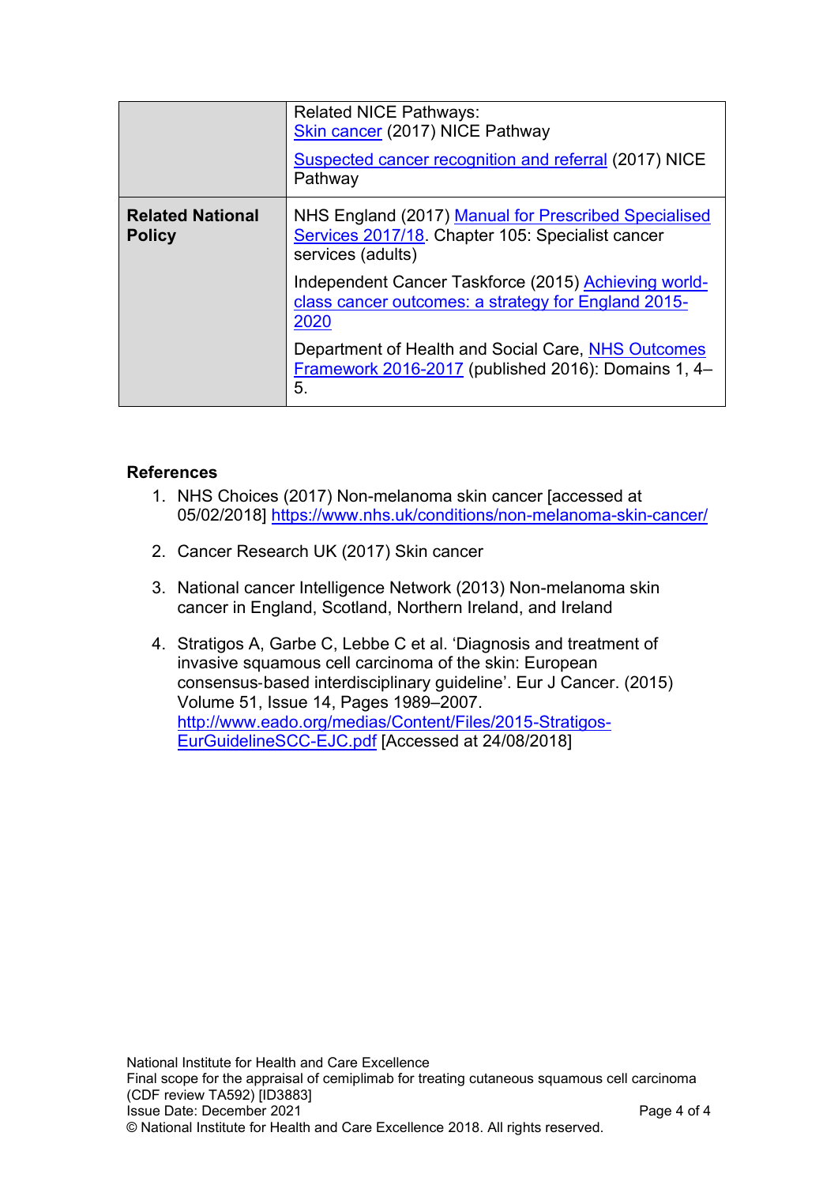| | |
|---|---|
| | Related NICE Pathways:<br>Skin cancer (2017) NICE Pathway<br><br>Suspected cancer recognition and referral (2017) NICE Pathway |
| **Related National Policy** | NHS England (2017) Manual for Prescribed Specialised Services 2017/18. Chapter 105: Specialist cancer services (adults)<br><br>Independent Cancer Taskforce (2015) Achieving world-class cancer outcomes: a strategy for England 2015-2020<br><br>Department of Health and Social Care, NHS Outcomes Framework 2016-2017 (published 2016): Domains 1, 4–5. |

**References**

1. NHS Choices (2017) Non-melanoma skin cancer [accessed at 05/02/2018] https://www.nhs.uk/conditions/non-melanoma-skin-cancer/

2. Cancer Research UK (2017) Skin cancer

3. National cancer Intelligence Network (2013) Non-melanoma skin cancer in England, Scotland, Northern Ireland, and Ireland

4. Stratigos A, Garbe C, Lebbe C et al. 'Diagnosis and treatment of invasive squamous cell carcinoma of the skin: European consensus-based interdisciplinary guideline'. Eur J Cancer. (2015) Volume 51, Issue 14, Pages 1989–2007. http://www.eado.org/medias/Content/Files/2015-Stratigos-EurGuidelineSCC-EJC.pdf [Accessed at 24/08/2018]